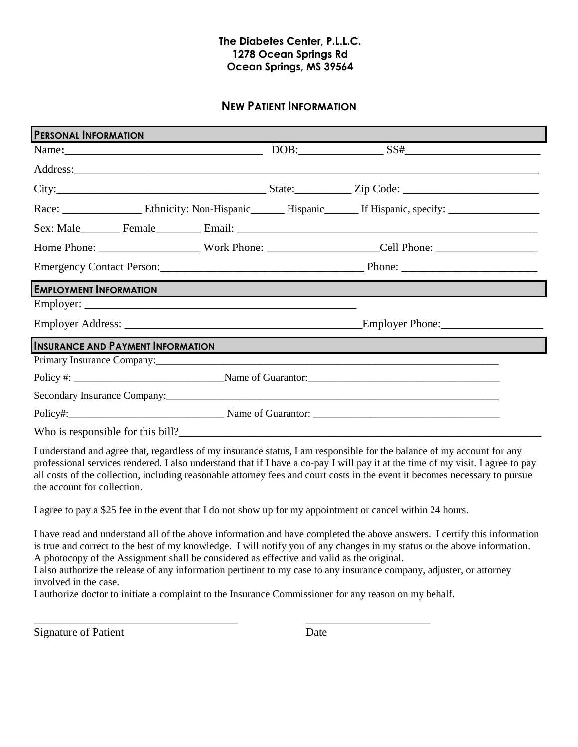**The Diabetes Center, P.L.L.C.**
**1278 Ocean Springs Rd**
**Ocean Springs, MS 39564**

## NEW PATIENT INFORMATION

### PERSONAL INFORMATION

Name:__________________________________ DOB:______________ SS#______________________

Address:_________________________________________________________________________

City:___________________________________ State:_________ Zip Code: ______________________

Race: ______________ Ethnicity: Non-Hispanic______ Hispanic______ If Hispanic, specify: ________________

Sex: Male_______ Female________ Email: __________________________________________________

Home Phone: _________________ Work Phone: __________________Cell Phone: _________________

Emergency Contact Person:___________________________________ Phone: ______________________

### EMPLOYMENT INFORMATION

Employer: _______________________________________________

Employer Address: ________________________________________Employer Phone:_________________

### INSURANCE AND PAYMENT INFORMATION

Primary Insurance Company:_____________________________________________________________

Policy #: ___________________________Name of Guarantor:___________________________________

Secondary Insurance Company:___________________________________________________________

Policy#:_____________________________ Name of Guarantor: __________________________________

Who is responsible for this bill?_____________________________________________________________

I understand and agree that, regardless of my insurance status, I am responsible for the balance of my account for any professional services rendered. I also understand that if I have a co-pay I will pay it at the time of my visit. I agree to pay all costs of the collection, including reasonable attorney fees and court costs in the event it becomes necessary to pursue the account for collection.

I agree to pay a $25 fee in the event that I do not show up for my appointment or cancel within 24 hours.

I have read and understand all of the above information and have completed the above answers. I certify this information is true and correct to the best of my knowledge. I will notify you of any changes in my status or the above information. A photocopy of the Assignment shall be considered as effective and valid as the original.
I also authorize the release of any information pertinent to my case to any insurance company, adjuster, or attorney involved in the case.
I authorize doctor to initiate a complaint to the Insurance Commissioner for any reason on my behalf.

_____________________________________ ______________________
Signature of Patient Date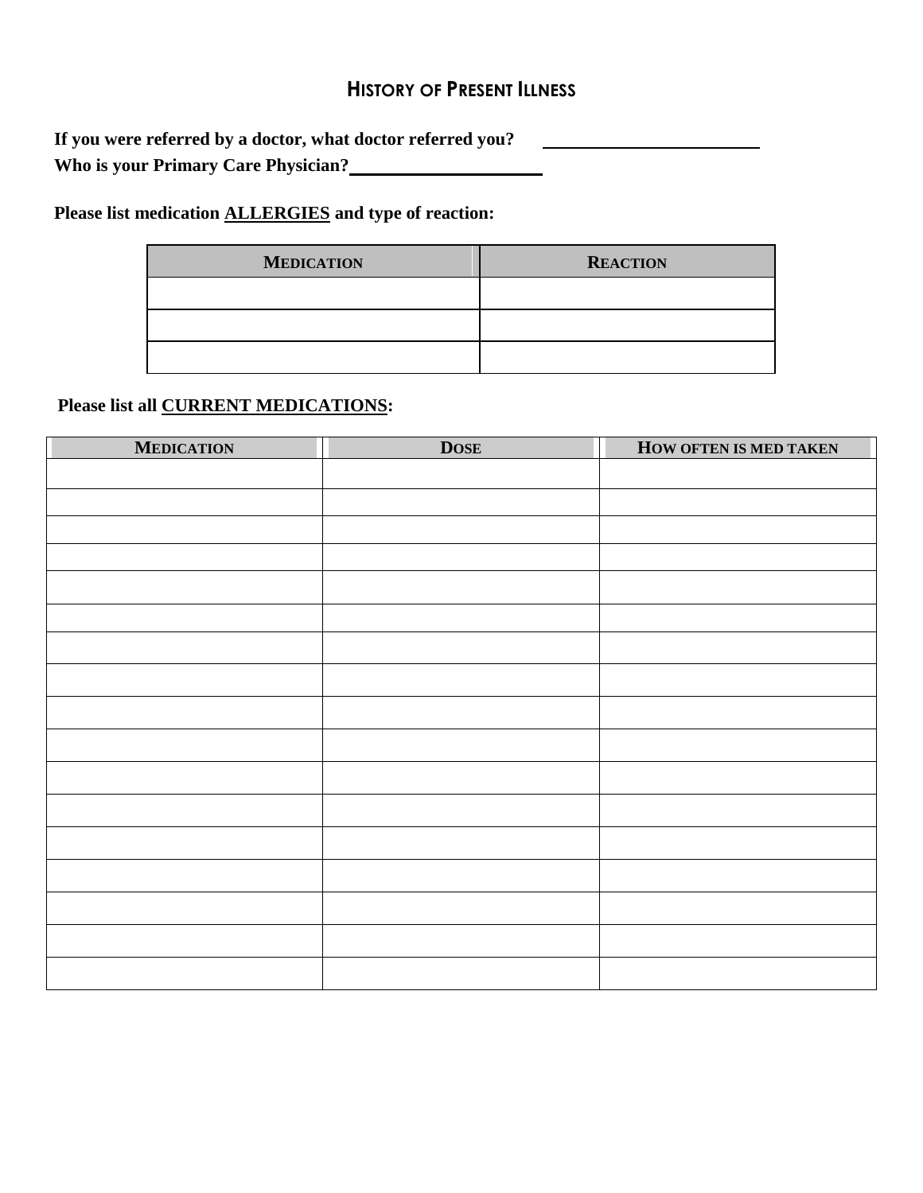## HISTORY OF PRESENT ILLNESS

**If you were referred by a doctor, what doctor referred you?** ______________________

**Who is your Primary Care Physician?** ______________________

**Please list medication ALLERGIES and type of reaction:**

| MEDICATION | REACTION |
|---|---|
| | |
| | |
| | |

**Please list all CURRENT MEDICATIONS:**

| MEDICATION | DOSE | HOW OFTEN IS MED TAKEN |
|---|---|---|
| | | |
| | | |
| | | |
| | | |
| | | |
| | | |
| | | |
| | | |
| | | |
| | | |
| | | |
| | | |
| | | |
| | | |
| | | |
| | | |
| | | |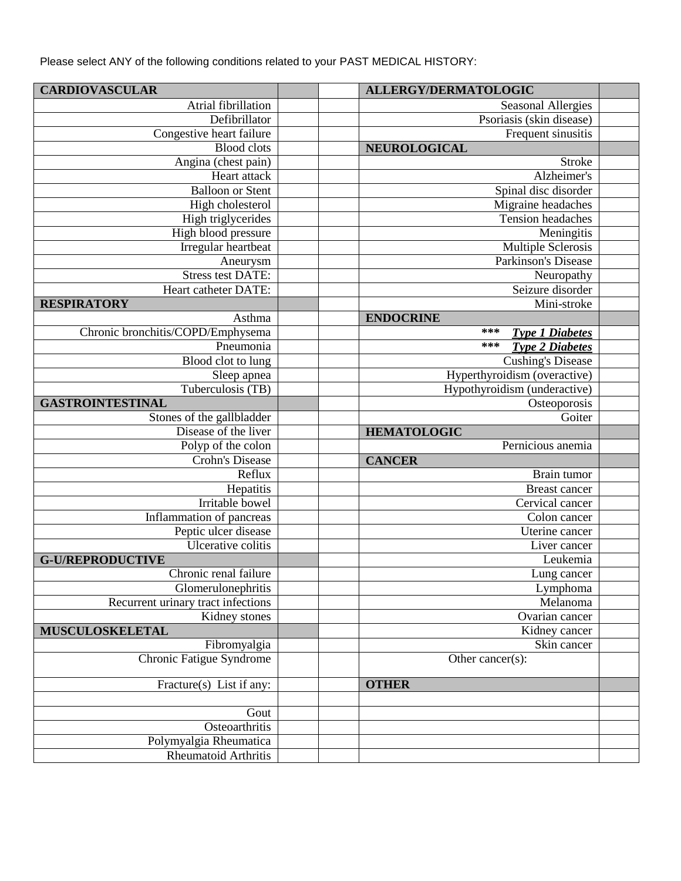Please select ANY of the following conditions related to your PAST MEDICAL HISTORY:

| CARDIOVASCULAR | | | ALLERGY/DERMATOLOGIC | |
|---|---|---|---|---|
| Atrial fibrillation | | | Seasonal Allergies | |
| Defibrillator | | | Psoriasis (skin disease) | |
| Congestive heart failure | | | Frequent sinusitis | |
| Blood clots | | | **NEUROLOGICAL** | |
| Angina (chest pain) | | | Stroke | |
| Heart attack | | | Alzheimer's | |
| Balloon or Stent | | | Spinal disc disorder | |
| High cholesterol | | | Migraine headaches | |
| High triglycerides | | | Tension headaches | |
| High blood pressure | | | Meningitis | |
| Irregular heartbeat | | | Multiple Sclerosis | |
| Aneurysm | | | Parkinson's Disease | |
| Stress test DATE: | | | Neuropathy | |
| Heart catheter DATE: | | | Seizure disorder | |
| **RESPIRATORY** | | | Mini-stroke | |
| Asthma | | | **ENDOCRINE** | |
| Chronic bronchitis/COPD/Emphysema | | | *** ***Type 1 Diabetes*** | |
| Pneumonia | | | *** ***Type 2 Diabetes*** | |
| Blood clot to lung | | | Cushing's Disease | |
| Sleep apnea | | | Hyperthyroidism (overactive) | |
| Tuberculosis (TB) | | | Hypothyroidism (underactive) | |
| **GASTROINTESTINAL** | | | Osteoporosis | |
| Stones of the gallbladder | | | Goiter | |
| Disease of the liver | | | **HEMATOLOGIC** | |
| Polyp of the colon | | | Pernicious anemia | |
| Crohn's Disease | | | **CANCER** | |
| Reflux | | | Brain tumor | |
| Hepatitis | | | Breast cancer | |
| Irritable bowel | | | Cervical cancer | |
| Inflammation of pancreas | | | Colon cancer | |
| Peptic ulcer disease | | | Uterine cancer | |
| Ulcerative colitis | | | Liver cancer | |
| **G-U/REPRODUCTIVE** | | | Leukemia | |
| Chronic renal failure | | | Lung cancer | |
| Glomerulonephritis | | | Lymphoma | |
| Recurrent urinary tract infections | | | Melanoma | |
| Kidney stones | | | Ovarian cancer | |
| **MUSCULOSKELETAL** | | | Kidney cancer | |
| Fibromyalgia | | | Skin cancer | |
| Chronic Fatigue Syndrome | | | Other cancer(s): | |
| Fracture(s) List if any: | | | **OTHER** | |
| | | | | |
| Gout | | | | |
| Osteoarthritis | | | | |
| Polymyalgia Rheumatica | | | | |
| Rheumatoid Arthritis | | | | |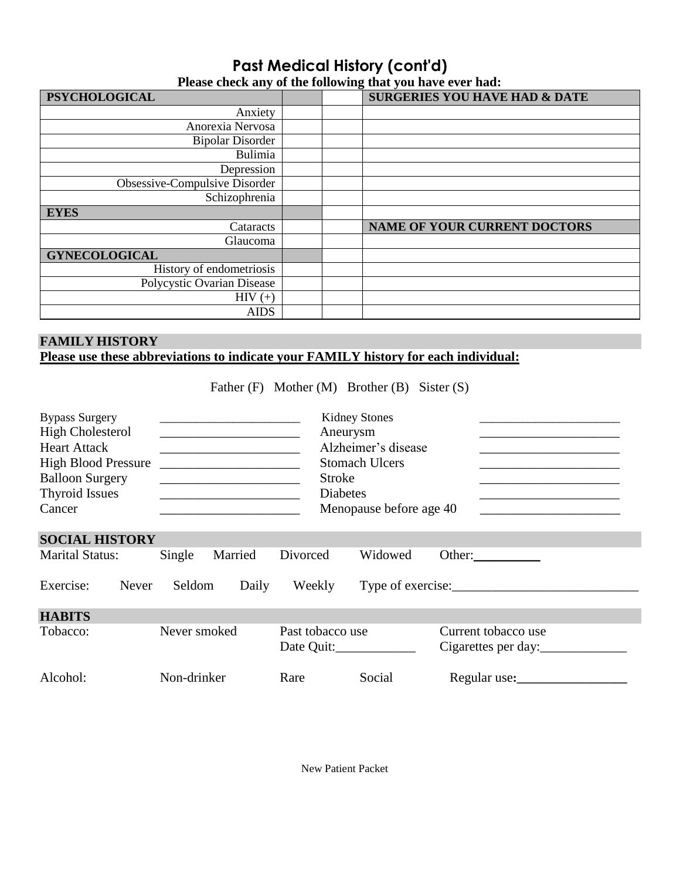# Past Medical History (cont'd)

**Please check any of the following that you have ever had:**

| PSYCHOLOGICAL | | | SURGERIES YOU HAVE HAD & DATE |
|---|---|---|---|
| Anxiety | | | |
| Anorexia Nervosa | | | |
| Bipolar Disorder | | | |
| Bulimia | | | |
| Depression | | | |
| Obsessive-Compulsive Disorder | | | |
| Schizophrenia | | | |
| **EYES** | | | |
| Cataracts | | | **NAME OF YOUR CURRENT DOCTORS** |
| Glaucoma | | | |
| **GYNECOLOGICAL** | | | |
| History of endometriosis | | | |
| Polycystic Ovarian Disease | | | |
| HIV (+) | | | |
| AIDS | | | |

## FAMILY HISTORY

**Please use these abbreviations to indicate your FAMILY history for each individual:**

Father (F) Mother (M) Brother (B) Sister (S)

| | | | |
|---|---|---|---|
| Bypass Surgery | ______________________ | Kidney Stones | ______________________ |
| High Cholesterol | ______________________ | Aneurysm | ______________________ |
| Heart Attack | ______________________ | Alzheimer's disease | ______________________ |
| High Blood Pressure | ______________________ | Stomach Ulcers | ______________________ |
| Balloon Surgery | ______________________ | Stroke | ______________________ |
| Thyroid Issues | ______________________ | Diabetes | ______________________ |
| Cancer | ______________________ | Menopause before age 40 | ______________________ |

## SOCIAL HISTORY

Marital Status: Single Married Divorced Widowed Other:__________

Exercise: Never Seldom Daily Weekly Type of exercise:____________________________

## HABITS

Tobacco: Never smoked Past tobacco use Date Quit:____________ Current tobacco use Cigarettes per day:_____________

Alcohol: Non-drinker Rare Social Regular use:________________

New Patient Packet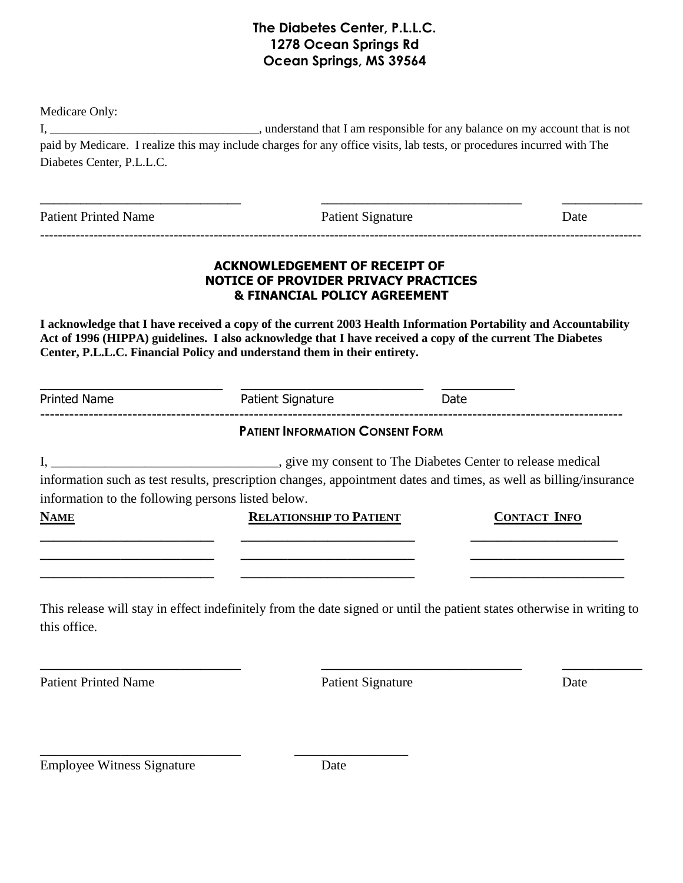**The Diabetes Center, P.L.L.C.**
**1278 Ocean Springs Rd**
**Ocean Springs, MS 39564**

Medicare Only:

I, _________________________________, understand that I am responsible for any balance on my account that is not paid by Medicare. I realize this may include charges for any office visits, lab tests, or procedures incurred with The Diabetes Center, P.L.L.C.

_____________________________ _____________________________ ___________

Patient Printed Name Patient Signature Date

---

## ACKNOWLEDGEMENT OF RECEIPT OF NOTICE OF PROVIDER PRIVACY PRACTICES & FINANCIAL POLICY AGREEMENT

**I acknowledge that I have received a copy of the current 2003 Health Information Portability and Accountability Act of 1996 (HIPPA) guidelines. I also acknowledge that I have received a copy of the current The Diabetes Center, P.L.L.C. Financial Policy and understand them in their entirety.**

_____________________________ _____________________________ ___________

Printed Name Patient Signature Date

---

## PATIENT INFORMATION CONSENT FORM

I, _________________________________, give my consent to The Diabetes Center to release medical information such as test results, prescription changes, appointment dates and times, as well as billing/insurance information to the following persons listed below.

| NAME | RELATIONSHIP TO PATIENT | CONTACT INFO |
|---|---|---|
| | | |
| | | |
| | | |

This release will stay in effect indefinitely from the date signed or until the patient states otherwise in writing to this office.

_____________________________ _____________________________ ___________

Patient Printed Name Patient Signature Date

_____________________________ _________________

Employee Witness Signature Date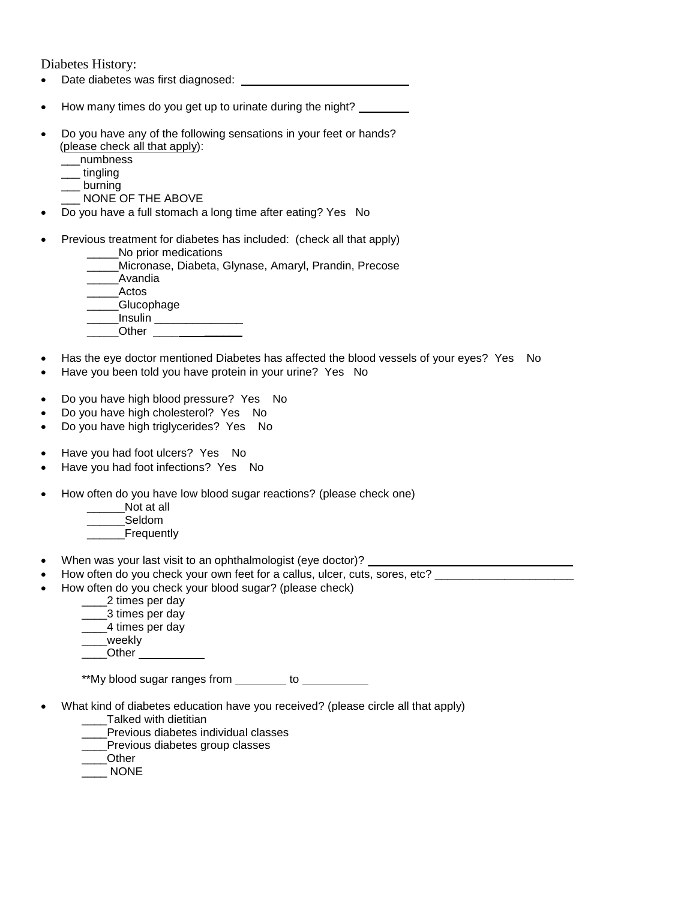Diabetes History:

- Date diabetes was first diagnosed: ___________________________
- How many times do you get up to urinate during the night? ________
- Do you have any of the following sensations in your feet or hands? (please check all that apply):
  ___numbness
  ___ tingling
  ___ burning
  ___ NONE OF THE ABOVE
- Do you have a full stomach a long time after eating? Yes No
- Previous treatment for diabetes has included: (check all that apply)
  _____No prior medications
  _____Micronase, Diabeta, Glynase, Amaryl, Prandin, Precose
  _____Avandia
  _____Actos
  _____Glucophage
  _____Insulin _____________
  _____Other ___________
- Has the eye doctor mentioned Diabetes has affected the blood vessels of your eyes? Yes No
- Have you been told you have protein in your urine? Yes No
- Do you have high blood pressure? Yes No
- Do you have high cholesterol? Yes No
- Do you have high triglycerides? Yes No
- Have you had foot ulcers? Yes No
- Have you had foot infections? Yes No
- How often do you have low blood sugar reactions? (please check one)
  ______Not at all
  ______Seldom
  ______Frequently
- When was your last visit to an ophthalmologist (eye doctor)? _________________________________
- How often do you check your own feet for a callus, ulcer, cuts, sores, etc? _____________________
- How often do you check your blood sugar? (please check)
  ____2 times per day
  ____3 times per day
  ____4 times per day
  ____weekly
  ____Other __________

  **My blood sugar ranges from ________ to __________
- What kind of diabetes education have you received? (please circle all that apply)
  ____Talked with dietitian
  ____Previous diabetes individual classes
  ____Previous diabetes group classes
  ____Other
  ____ NONE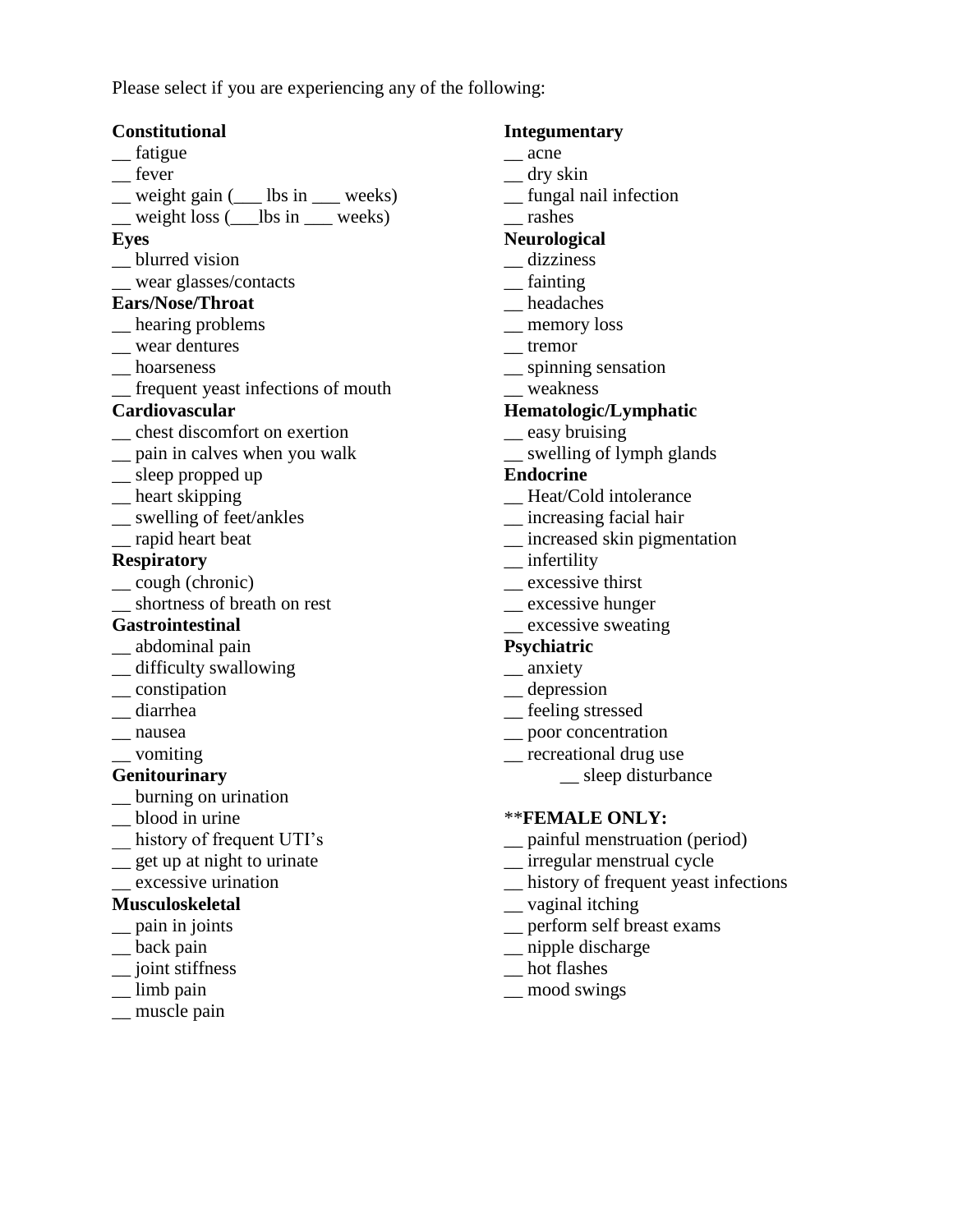Please select if you are experiencing any of the following:

**Constitutional**

__ fatigue
__ fever
__ weight gain (___ lbs in ___ weeks)
__ weight loss (___lbs in ___ weeks)

**Eyes**

__ blurred vision
__ wear glasses/contacts

**Ears/Nose/Throat**

__ hearing problems
__ wear dentures
__ hoarseness
__ frequent yeast infections of mouth

**Cardiovascular**

__ chest discomfort on exertion
__ pain in calves when you walk
__ sleep propped up
__ heart skipping
__ swelling of feet/ankles
__ rapid heart beat

**Respiratory**

__ cough (chronic)
__ shortness of breath on rest

**Gastrointestinal**

__ abdominal pain
__ difficulty swallowing
__ constipation
__ diarrhea
__ nausea
__ vomiting

**Genitourinary**

__ burning on urination
__ blood in urine
__ history of frequent UTI's
__ get up at night to urinate
__ excessive urination

**Musculoskeletal**

__ pain in joints
__ back pain
__ joint stiffness
__ limb pain
__ muscle pain

**Integumentary**

__ acne
__ dry skin
__ fungal nail infection
__ rashes

**Neurological**

__ dizziness
__ fainting
__ headaches
__ memory loss
__ tremor
__ spinning sensation
__ weakness

**Hematologic/Lymphatic**

__ easy bruising
__ swelling of lymph glands

**Endocrine**

__ Heat/Cold intolerance
__ increasing facial hair
__ increased skin pigmentation
__ infertility
__ excessive thirst
__ excessive hunger
__ excessive sweating

**Psychiatric**

__ anxiety
__ depression
__ feeling stressed
__ poor concentration
__ recreational drug use
__ sleep disturbance

\*\***FEMALE ONLY:**

__ painful menstruation (period)
__ irregular menstrual cycle
__ history of frequent yeast infections
__ vaginal itching
__ perform self breast exams
__ nipple discharge
__ hot flashes
__ mood swings